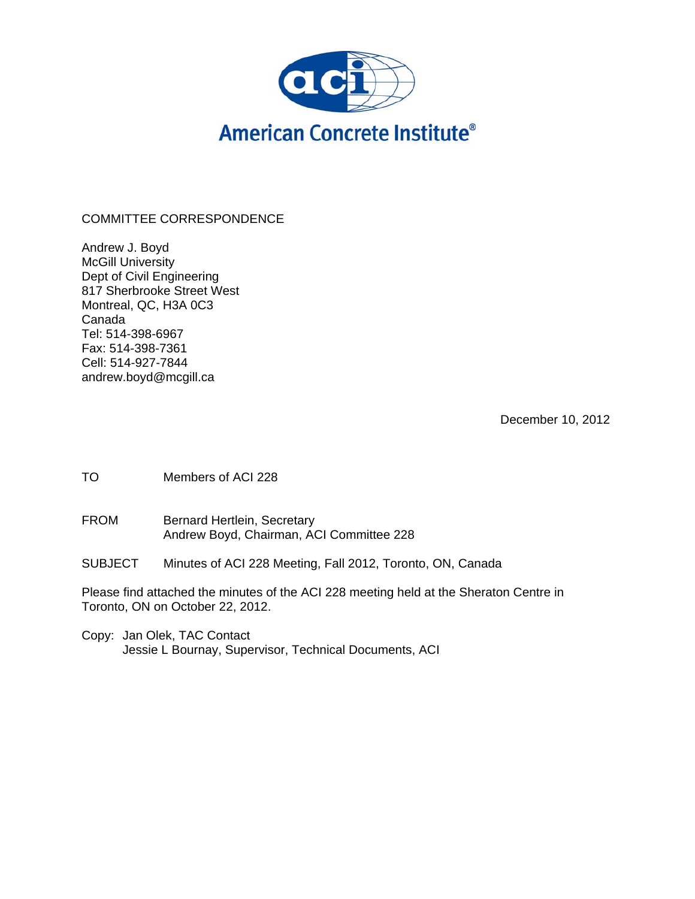American Concrete Institute®

COMMITTEE CORRESPONDENCE

Andrew J. Boyd
McGill University
Dept of Civil Engineering
817 Sherbrooke Street West
Montreal, QC, H3A 0C3
Canada
Tel: 514-398-6967
Fax: 514-398-7361
Cell: 514-927-7844
andrew.boyd@mcgill.ca

December 10, 2012

TO Members of ACI 228

FROM Bernard Hertlein, Secretary
Andrew Boyd, Chairman, ACI Committee 228

SUBJECT Minutes of ACI 228 Meeting, Fall 2012, Toronto, ON, Canada

Please find attached the minutes of the ACI 228 meeting held at the Sheraton Centre in Toronto, ON on October 22, 2012.

Copy: Jan Olek, TAC Contact
Jessie L Bournay, Supervisor, Technical Documents, ACI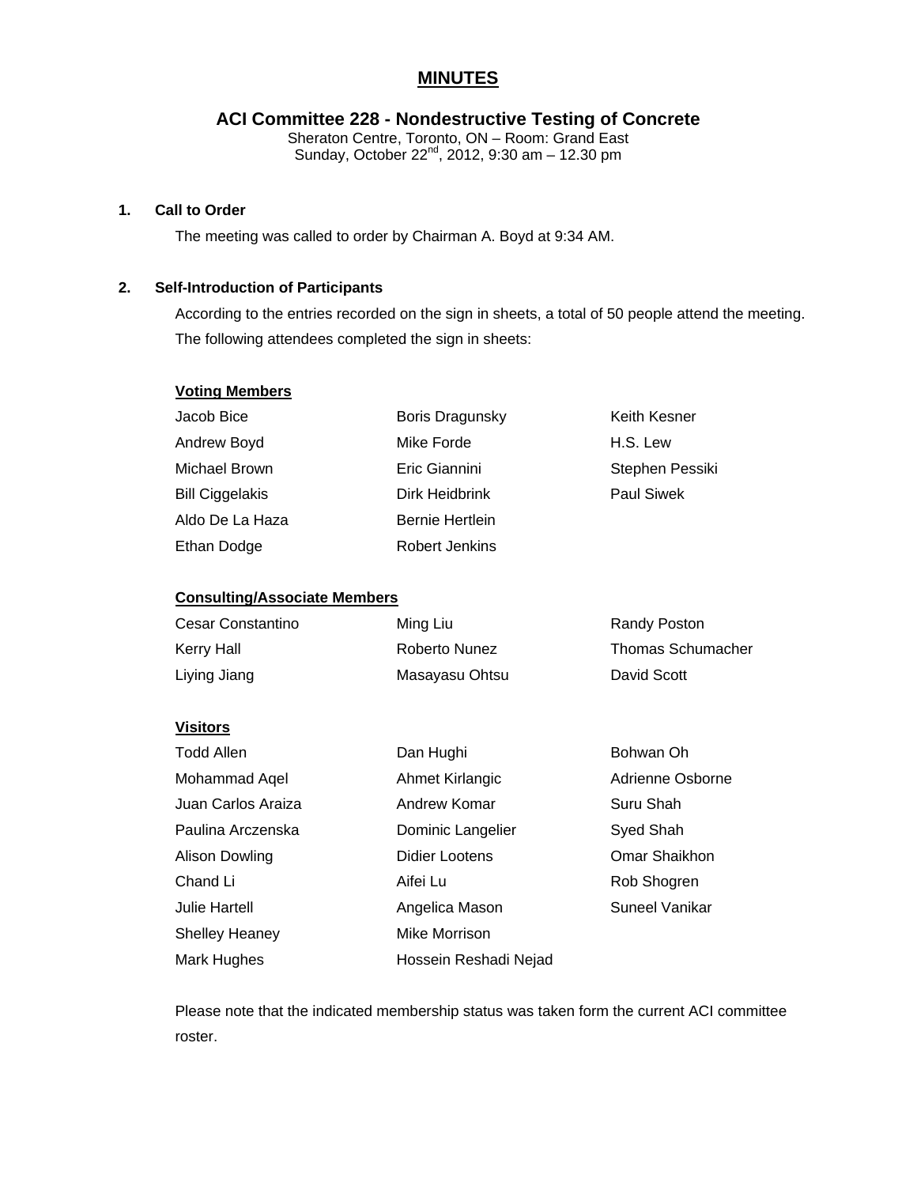# MINUTES

## ACI Committee 228 - Nondestructive Testing of Concrete

Sheraton Centre, Toronto, ON – Room: Grand East
Sunday, October 22nd, 2012, 9:30 am – 12.30 pm

### 1. Call to Order

The meeting was called to order by Chairman A. Boyd at 9:34 AM.

### 2. Self-Introduction of Participants

According to the entries recorded on the sign in sheets, a total of 50 people attend the meeting. The following attendees completed the sign in sheets:

**Voting Members**

| | | |
|---|---|---|
| Jacob Bice | Boris Dragunsky | Keith Kesner |
| Andrew Boyd | Mike Forde | H.S. Lew |
| Michael Brown | Eric Giannini | Stephen Pessiki |
| Bill Ciggelakis | Dirk Heidbrink | Paul Siwek |
| Aldo De La Haza | Bernie Hertlein | |
| Ethan Dodge | Robert Jenkins | |

**Consulting/Associate Members**

| | | |
|---|---|---|
| Cesar Constantino | Ming Liu | Randy Poston |
| Kerry Hall | Roberto Nunez | Thomas Schumacher |
| Liying Jiang | Masayasu Ohtsu | David Scott |

**Visitors**

| | | |
|---|---|---|
| Todd Allen | Dan Hughi | Bohwan Oh |
| Mohammad Aqel | Ahmet Kirlangic | Adrienne Osborne |
| Juan Carlos Araiza | Andrew Komar | Suru Shah |
| Paulina Arczenska | Dominic Langelier | Syed Shah |
| Alison Dowling | Didier Lootens | Omar Shaikhon |
| Chand Li | Aifei Lu | Rob Shogren |
| Julie Hartell | Angelica Mason | Suneel Vanikar |
| Shelley Heaney | Mike Morrison | |
| Mark Hughes | Hossein Reshadi Nejad | |

Please note that the indicated membership status was taken form the current ACI committee roster.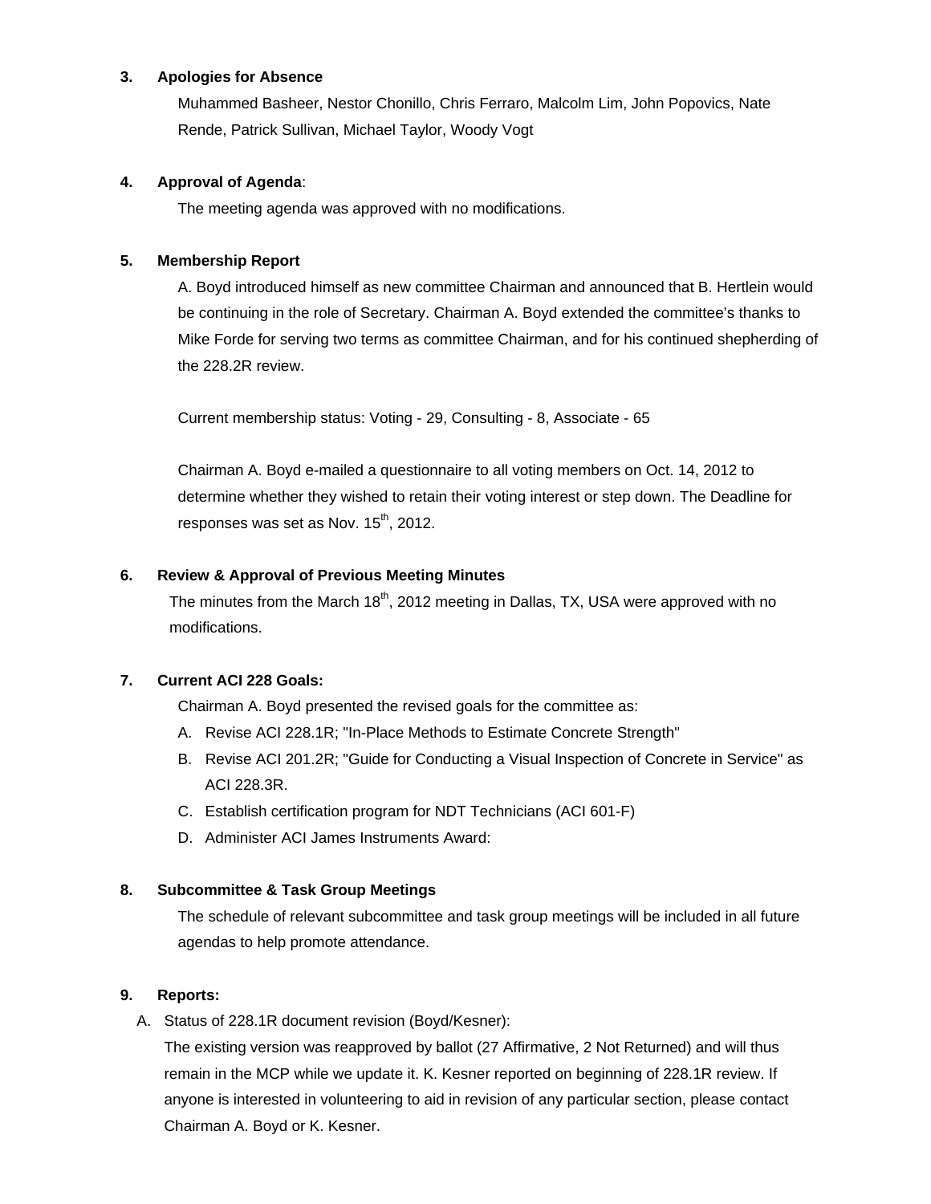**3. Apologies for Absence**

Muhammed Basheer, Nestor Chonillo, Chris Ferraro, Malcolm Lim, John Popovics, Nate Rende, Patrick Sullivan, Michael Taylor, Woody Vogt

**4. Approval of Agenda**:

The meeting agenda was approved with no modifications.

**5. Membership Report**

A. Boyd introduced himself as new committee Chairman and announced that B. Hertlein would be continuing in the role of Secretary. Chairman A. Boyd extended the committee's thanks to Mike Forde for serving two terms as committee Chairman, and for his continued shepherding of the 228.2R review.

Current membership status: Voting - 29, Consulting - 8, Associate - 65

Chairman A. Boyd e-mailed a questionnaire to all voting members on Oct. 14, 2012 to determine whether they wished to retain their voting interest or step down. The Deadline for responses was set as Nov. 15th, 2012.

**6. Review & Approval of Previous Meeting Minutes**

The minutes from the March 18th, 2012 meeting in Dallas, TX, USA were approved with no modifications.

**7. Current ACI 228 Goals:**

Chairman A. Boyd presented the revised goals for the committee as:

A. Revise ACI 228.1R; "In-Place Methods to Estimate Concrete Strength"
B. Revise ACI 201.2R; "Guide for Conducting a Visual Inspection of Concrete in Service" as ACI 228.3R.
C. Establish certification program for NDT Technicians (ACI 601-F)
D. Administer ACI James Instruments Award:

**8. Subcommittee & Task Group Meetings**

The schedule of relevant subcommittee and task group meetings will be included in all future agendas to help promote attendance.

**9. Reports:**

A. Status of 228.1R document revision (Boyd/Kesner):

The existing version was reapproved by ballot (27 Affirmative, 2 Not Returned) and will thus remain in the MCP while we update it. K. Kesner reported on beginning of 228.1R review. If anyone is interested in volunteering to aid in revision of any particular section, please contact Chairman A. Boyd or K. Kesner.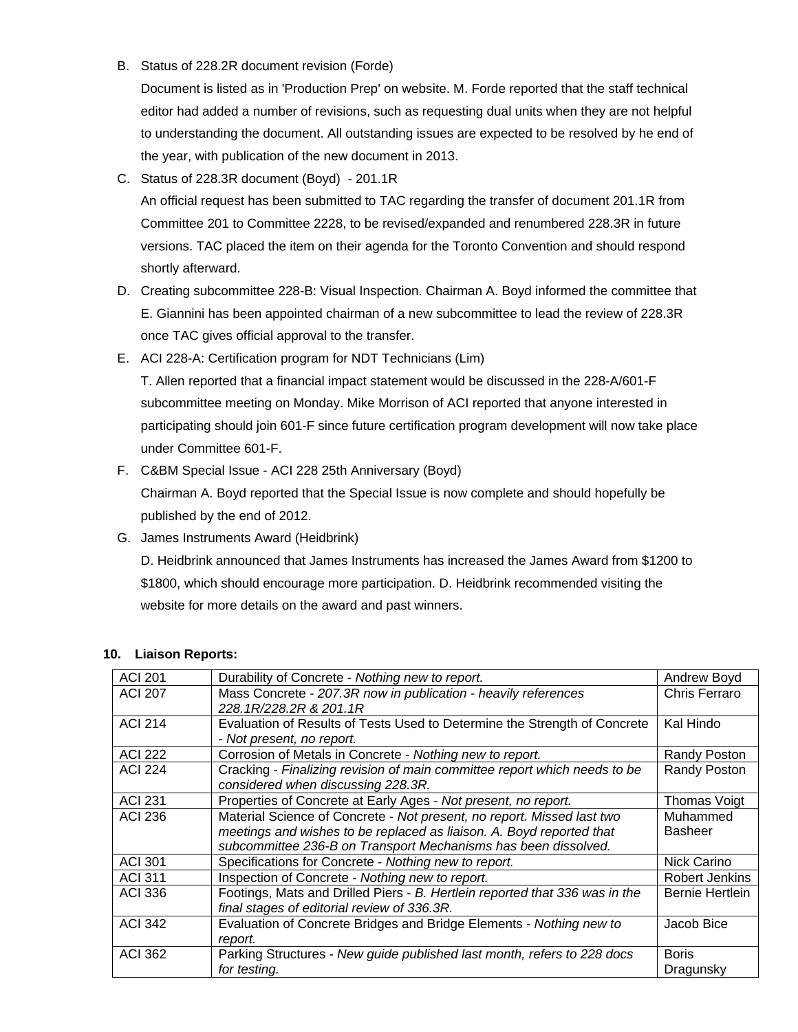B. Status of 228.2R document revision (Forde)

   Document is listed as in 'Production Prep' on website. M. Forde reported that the staff technical editor had added a number of revisions, such as requesting dual units when they are not helpful to understanding the document. All outstanding issues are expected to be resolved by he end of the year, with publication of the new document in 2013.

C. Status of 228.3R document (Boyd) - 201.1R

   An official request has been submitted to TAC regarding the transfer of document 201.1R from Committee 201 to Committee 2228, to be revised/expanded and renumbered 228.3R in future versions. TAC placed the item on their agenda for the Toronto Convention and should respond shortly afterward.

D. Creating subcommittee 228-B: Visual Inspection. Chairman A. Boyd informed the committee that E. Giannini has been appointed chairman of a new subcommittee to lead the review of 228.3R once TAC gives official approval to the transfer.

E. ACI 228-A: Certification program for NDT Technicians (Lim)

   T. Allen reported that a financial impact statement would be discussed in the 228-A/601-F subcommittee meeting on Monday. Mike Morrison of ACI reported that anyone interested in participating should join 601-F since future certification program development will now take place under Committee 601-F.

F. C&BM Special Issue - ACI 228 25th Anniversary (Boyd)

   Chairman A. Boyd reported that the Special Issue is now complete and should hopefully be published by the end of 2012.

G. James Instruments Award (Heidbrink)

   D. Heidbrink announced that James Instruments has increased the James Award from $1200 to $1800, which should encourage more participation. D. Heidbrink recommended visiting the website for more details on the award and past winners.

**10. Liaison Reports:**

| ACI 201 | Durability of Concrete - *Nothing new to report.* | Andrew Boyd |
|---|---|---|
| ACI 207 | Mass Concrete - *207.3R now in publication - heavily references 228.1R/228.2R & 201.1R* | Chris Ferraro |
| ACI 214 | Evaluation of Results of Tests Used to Determine the Strength of Concrete - *Not present, no report.* | Kal Hindo |
| ACI 222 | Corrosion of Metals in Concrete - *Nothing new to report.* | Randy Poston |
| ACI 224 | Cracking - *Finalizing revision of main committee report which needs to be considered when discussing 228.3R.* | Randy Poston |
| ACI 231 | Properties of Concrete at Early Ages - *Not present, no report.* | Thomas Voigt |
| ACI 236 | Material Science of Concrete - *Not present, no report. Missed last two meetings and wishes to be replaced as liaison. A. Boyd reported that subcommittee 236-B on Transport Mechanisms has been dissolved.* | Muhammed Basheer |
| ACI 301 | Specifications for Concrete - *Nothing new to report.* | Nick Carino |
| ACI 311 | Inspection of Concrete - *Nothing new to report.* | Robert Jenkins |
| ACI 336 | Footings, Mats and Drilled Piers - *B. Hertlein reported that 336 was in the final stages of editorial review of 336.3R.* | Bernie Hertlein |
| ACI 342 | Evaluation of Concrete Bridges and Bridge Elements - *Nothing new to report.* | Jacob Bice |
| ACI 362 | Parking Structures - *New guide published last month, refers to 228 docs for testing.* | Boris Dragunsky |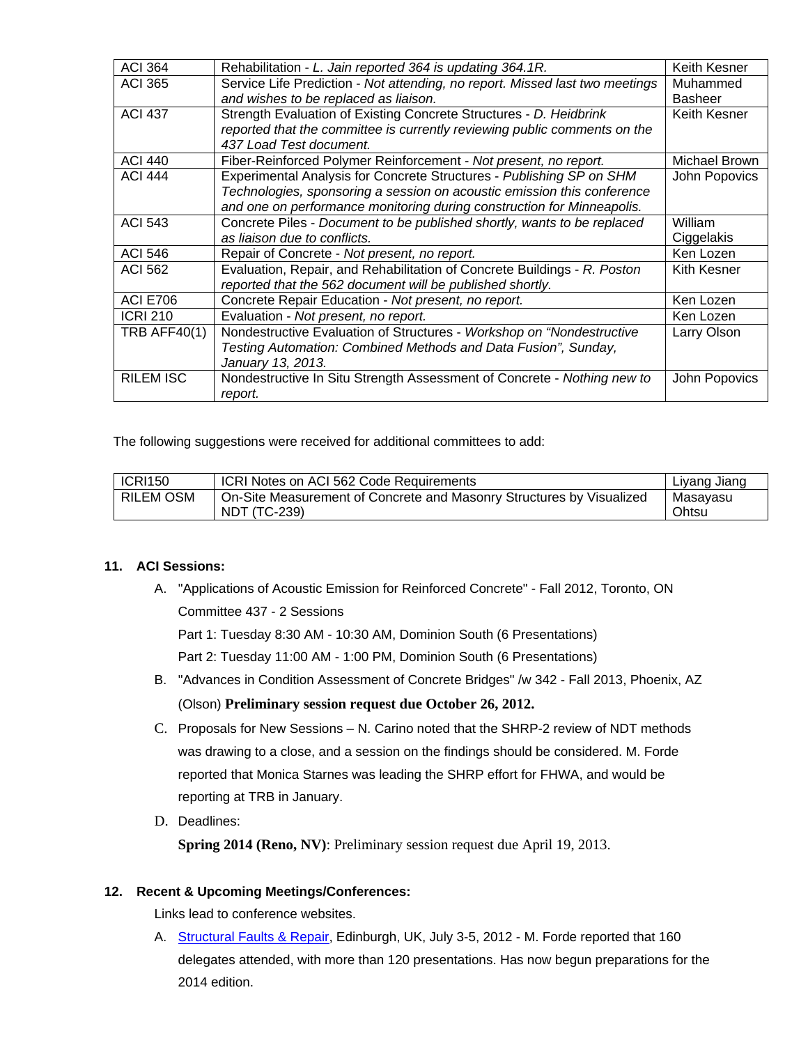| ACI 364 | Rehabilitation - *L. Jain reported 364 is updating 364.1R.* | Keith Kesner |
|---|---|---|
| ACI 365 | Service Life Prediction - *Not attending, no report. Missed last two meetings and wishes to be replaced as liaison.* | Muhammed Basheer |
| ACI 437 | Strength Evaluation of Existing Concrete Structures - *D. Heidbrink reported that the committee is currently reviewing public comments on the 437 Load Test document.* | Keith Kesner |
| ACI 440 | Fiber-Reinforced Polymer Reinforcement - *Not present, no report.* | Michael Brown |
| ACI 444 | Experimental Analysis for Concrete Structures - *Publishing SP on SHM Technologies, sponsoring a session on acoustic emission this conference and one on performance monitoring during construction for Minneapolis.* | John Popovics |
| ACI 543 | Concrete Piles - *Document to be published shortly, wants to be replaced as liaison due to conflicts.* | William Ciggelakis |
| ACI 546 | Repair of Concrete - *Not present, no report.* | Ken Lozen |
| ACI 562 | Evaluation, Repair, and Rehabilitation of Concrete Buildings - *R. Poston reported that the 562 document will be published shortly.* | Kith Kesner |
| ACI E706 | Concrete Repair Education - *Not present, no report.* | Ken Lozen |
| ICRI 210 | Evaluation - *Not present, no report.* | Ken Lozen |
| TRB AFF40(1) | Nondestructive Evaluation of Structures - *Workshop on "Nondestructive Testing Automation: Combined Methods and Data Fusion", Sunday, January 13, 2013.* | Larry Olson |
| RILEM ISC | Nondestructive In Situ Strength Assessment of Concrete - *Nothing new to report.* | John Popovics |

The following suggestions were received for additional committees to add:

| ICRI150 | ICRI Notes on ACI 562 Code Requirements | Liyang Jiang |
|---|---|---|
| RILEM OSM | On-Site Measurement of Concrete and Masonry Structures by Visualized NDT (TC-239) | Masayasu Ohtsu |

**11. ACI Sessions:**

A. "Applications of Acoustic Emission for Reinforced Concrete" - Fall 2012, Toronto, ON

Committee 437 - 2 Sessions

Part 1: Tuesday 8:30 AM - 10:30 AM, Dominion South (6 Presentations)

Part 2: Tuesday 11:00 AM - 1:00 PM, Dominion South (6 Presentations)

B. "Advances in Condition Assessment of Concrete Bridges" /w 342 - Fall 2013, Phoenix, AZ (Olson) **Preliminary session request due October 26, 2012.**

C. Proposals for New Sessions – N. Carino noted that the SHRP-2 review of NDT methods was drawing to a close, and a session on the findings should be considered. M. Forde reported that Monica Starnes was leading the SHRP effort for FHWA, and would be reporting at TRB in January.

D. Deadlines:

**Spring 2014 (Reno, NV)**: Preliminary session request due April 19, 2013.

**12. Recent & Upcoming Meetings/Conferences:**

Links lead to conference websites.

A. Structural Faults & Repair, Edinburgh, UK, July 3-5, 2012 - M. Forde reported that 160 delegates attended, with more than 120 presentations. Has now begun preparations for the 2014 edition.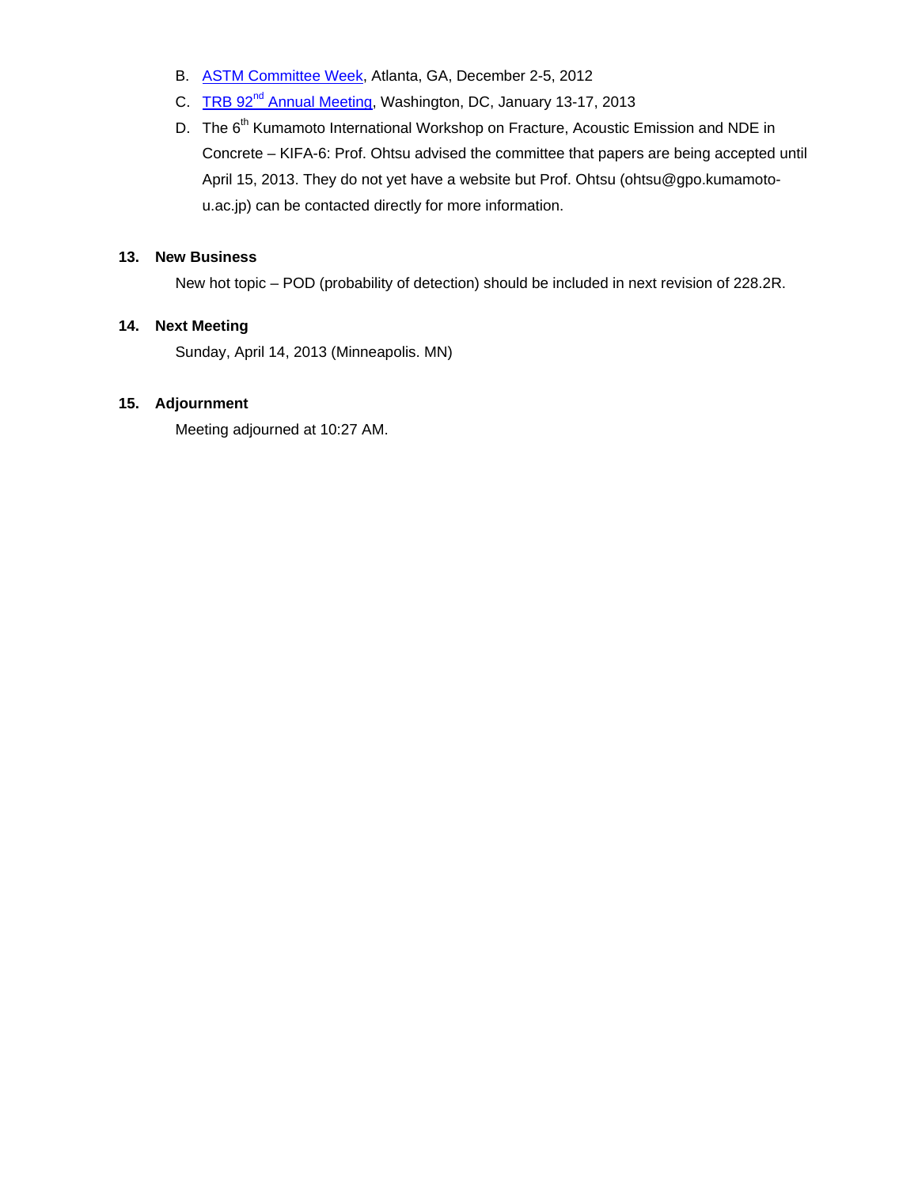B. [ASTM Committee Week](), Atlanta, GA, December 2-5, 2012

C. [TRB 92nd Annual Meeting](), Washington, DC, January 13-17, 2013

D. The 6th Kumamoto International Workshop on Fracture, Acoustic Emission and NDE in Concrete – KIFA-6: Prof. Ohtsu advised the committee that papers are being accepted until April 15, 2013. They do not yet have a website but Prof. Ohtsu (ohtsu@gpo.kumamoto-u.ac.jp) can be contacted directly for more information.

**13. New Business**

New hot topic – POD (probability of detection) should be included in next revision of 228.2R.

**14. Next Meeting**

Sunday, April 14, 2013 (Minneapolis. MN)

**15. Adjournment**

Meeting adjourned at 10:27 AM.